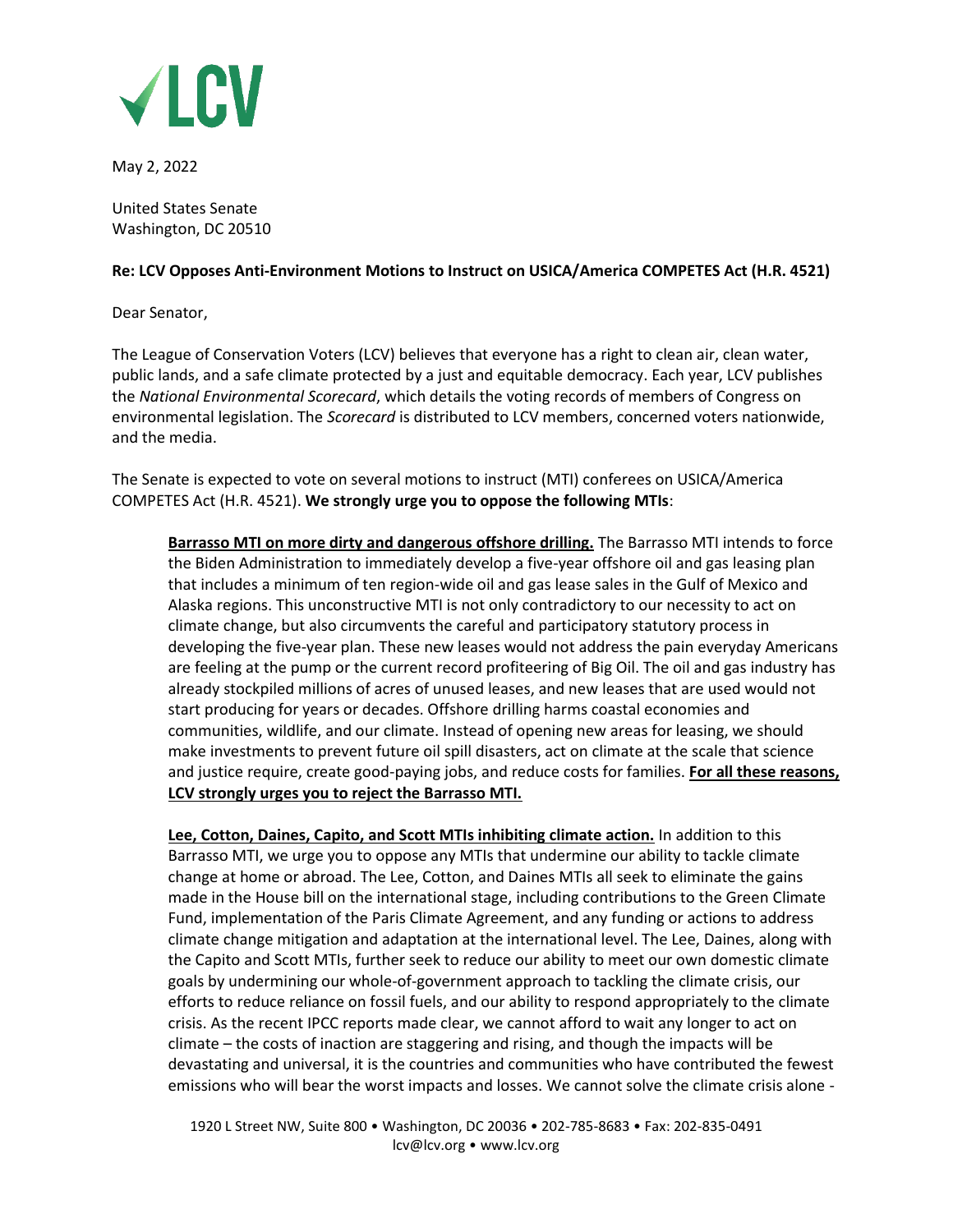May 2, 2022

United States Senate
Washington, DC 20510

**Re: LCV Opposes Anti-Environment Motions to Instruct on USICA/America COMPETES Act (H.R. 4521)**

Dear Senator,

The League of Conservation Voters (LCV) believes that everyone has a right to clean air, clean water, public lands, and a safe climate protected by a just and equitable democracy. Each year, LCV publishes the *National Environmental Scorecard*, which details the voting records of members of Congress on environmental legislation. The *Scorecard* is distributed to LCV members, concerned voters nationwide, and the media.

The Senate is expected to vote on several motions to instruct (MTI) conferees on USICA/America COMPETES Act (H.R. 4521). **We strongly urge you to oppose the following MTIs**:

> **<u>Barrasso MTI on more dirty and dangerous offshore drilling.</u>** The Barrasso MTI intends to force the Biden Administration to immediately develop a five-year offshore oil and gas leasing plan that includes a minimum of ten region-wide oil and gas lease sales in the Gulf of Mexico and Alaska regions. This unconstructive MTI is not only contradictory to our necessity to act on climate change, but also circumvents the careful and participatory statutory process in developing the five-year plan. These new leases would not address the pain everyday Americans are feeling at the pump or the current record profiteering of Big Oil. The oil and gas industry has already stockpiled millions of acres of unused leases, and new leases that are used would not start producing for years or decades. Offshore drilling harms coastal economies and communities, wildlife, and our climate. Instead of opening new areas for leasing, we should make investments to prevent future oil spill disasters, act on climate at the scale that science and justice require, create good-paying jobs, and reduce costs for families. **<u>For all these reasons, LCV strongly urges you to reject the Barrasso MTI.</u>**
>
> **<u>Lee, Cotton, Daines, Capito, and Scott MTIs inhibiting climate action.</u>** In addition to this Barrasso MTI, we urge you to oppose any MTIs that undermine our ability to tackle climate change at home or abroad. The Lee, Cotton, and Daines MTIs all seek to eliminate the gains made in the House bill on the international stage, including contributions to the Green Climate Fund, implementation of the Paris Climate Agreement, and any funding or actions to address climate change mitigation and adaptation at the international level. The Lee, Daines, along with the Capito and Scott MTIs, further seek to reduce our ability to meet our own domestic climate goals by undermining our whole-of-government approach to tackling the climate crisis, our efforts to reduce reliance on fossil fuels, and our ability to respond appropriately to the climate crisis. As the recent IPCC reports made clear, we cannot afford to wait any longer to act on climate – the costs of inaction are staggering and rising, and though the impacts will be devastating and universal, it is the countries and communities who have contributed the fewest emissions who will bear the worst impacts and losses. We cannot solve the climate crisis alone -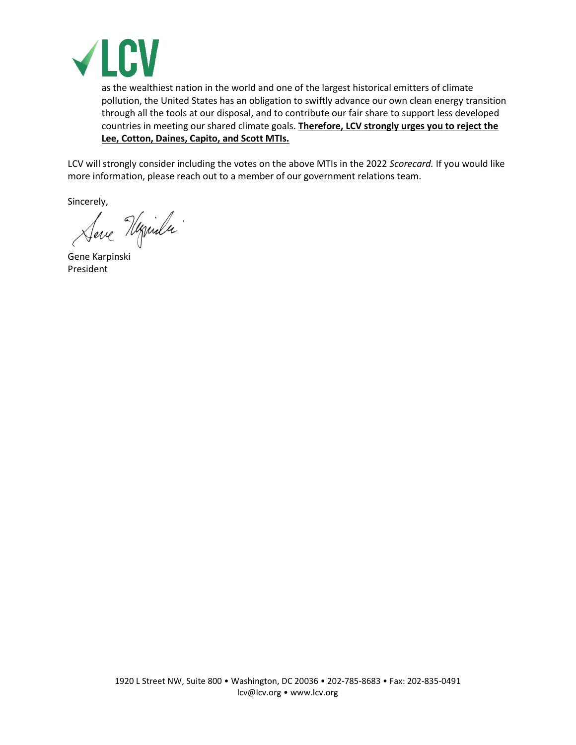as the wealthiest nation in the world and one of the largest historical emitters of climate pollution, the United States has an obligation to swiftly advance our own clean energy transition through all the tools at our disposal, and to contribute our fair share to support less developed countries in meeting our shared climate goals. **Therefore, LCV strongly urges you to reject the Lee, Cotton, Daines, Capito, and Scott MTIs.**

LCV will strongly consider including the votes on the above MTIs in the 2022 *Scorecard.* If you would like more information, please reach out to a member of our government relations team.

Sincerely,

Gene Karpinski
President

1920 L Street NW, Suite 800 • Washington, DC 20036 • 202-785-8683 • Fax: 202-835-0491
lcv@lcv.org • www.lcv.org